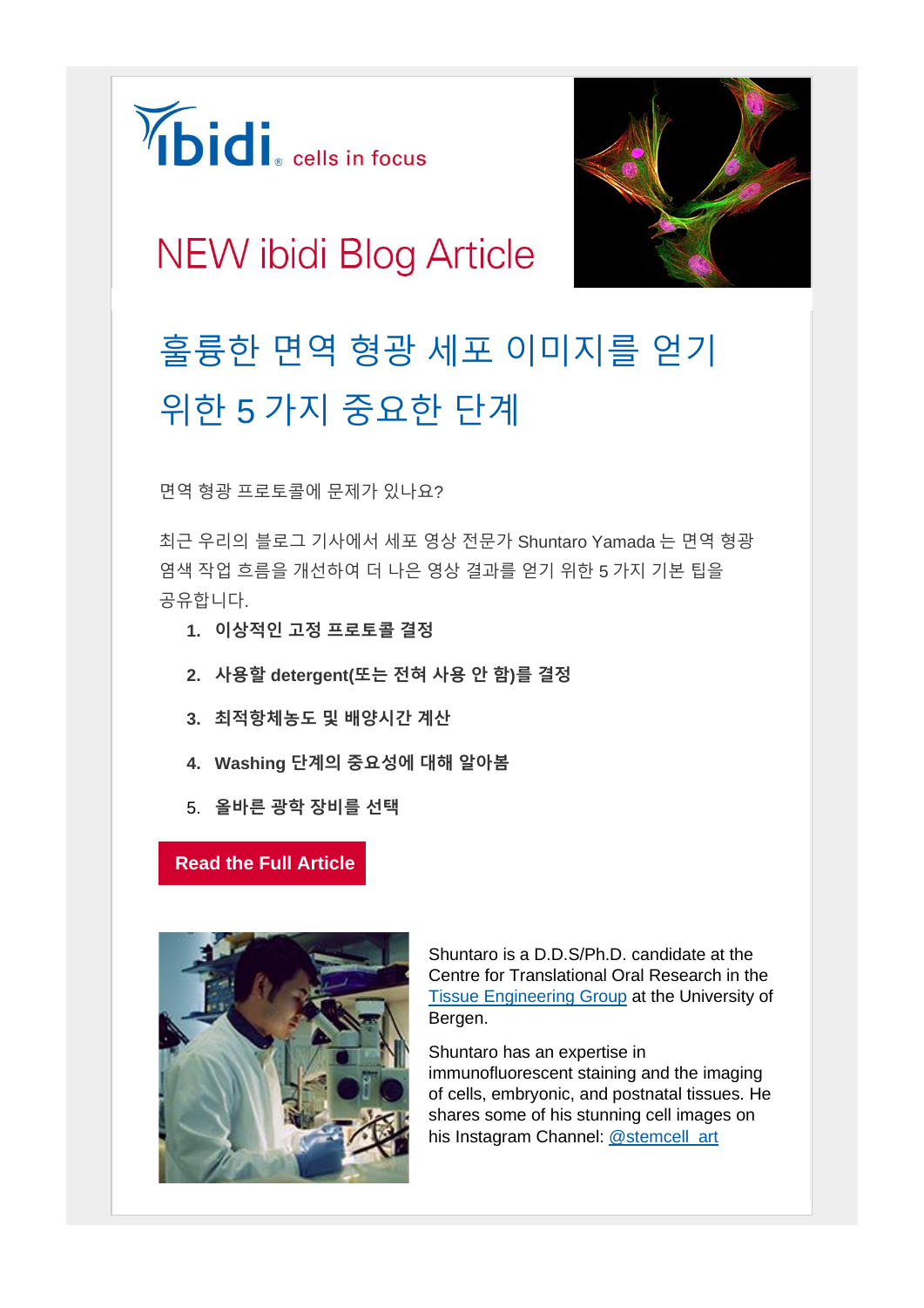ibidi cells in focus

# NEW ibidi Blog Article

## 훌륭한 면역 형광 세포 이미지를 얻기 위한 5 가지 중요한 단계

면역 형광 프로토콜에 문제가 있나요?

최근 우리의 블로그 기사에서 세포 영상 전문가 Shuntaro Yamada 는 면역 형광 염색 작업 흐름을 개선하여 더 나은 영상 결과를 얻기 위한 5 가지 기본 팁을 공유합니다.

1. **이상적인 고정 프로토콜 결정**
2. **사용할 detergent(또는 전혀 사용 안 함)를 결정**
3. **최적항체농도 및 배양시간 계산**
4. **Washing 단계의 중요성에 대해 알아봄**
5. **올바른 광학 장비를 선택**

**Read the Full Article**

Shuntaro is a D.D.S/Ph.D. candidate at the Centre for Translational Oral Research in the Tissue Engineering Group at the University of Bergen.

Shuntaro has an expertise in immunofluorescent staining and the imaging of cells, embryonic, and postnatal tissues. He shares some of his stunning cell images on his Instagram Channel: @stemcell_art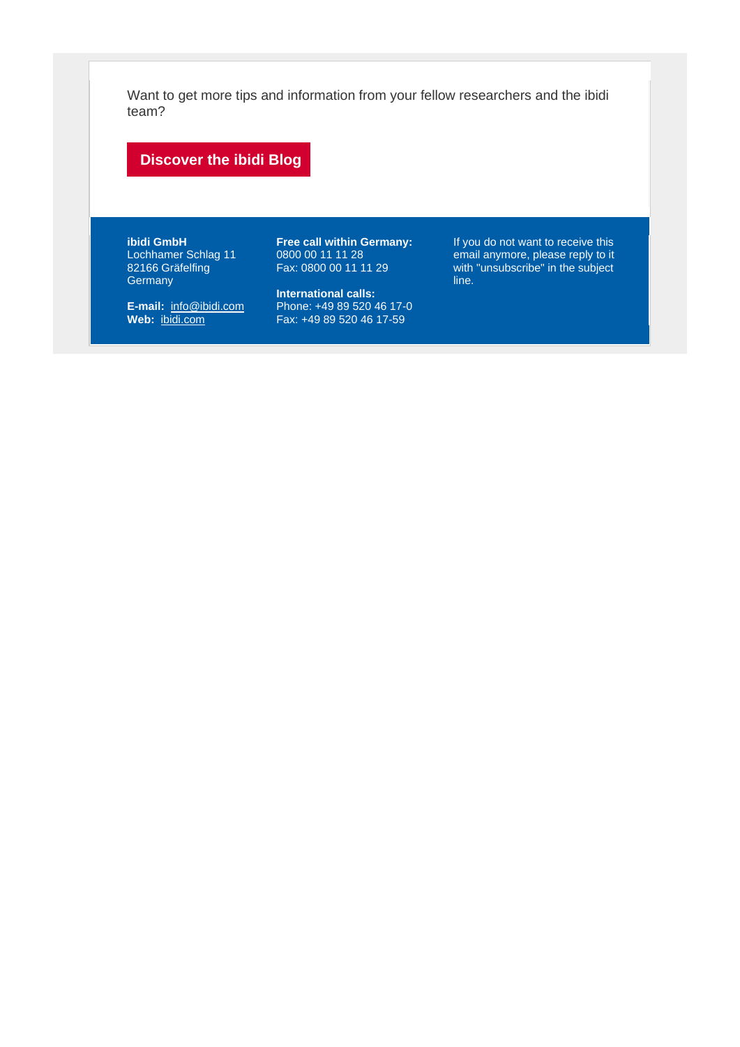Want to get more tips and information from your fellow researchers and the ibidi team?

**Discover the ibidi Blog**

**ibidi GmbH**
Lochhamer Schlag 11
82166 Gräfelfing
Germany

**E-mail:** info@ibidi.com
**Web:** ibidi.com

**Free call within Germany:**
0800 00 11 11 28
Fax: 0800 00 11 11 29

**International calls:**
Phone: +49 89 520 46 17-0
Fax: +49 89 520 46 17-59

If you do not want to receive this email anymore, please reply to it with "unsubscribe" in the subject line.